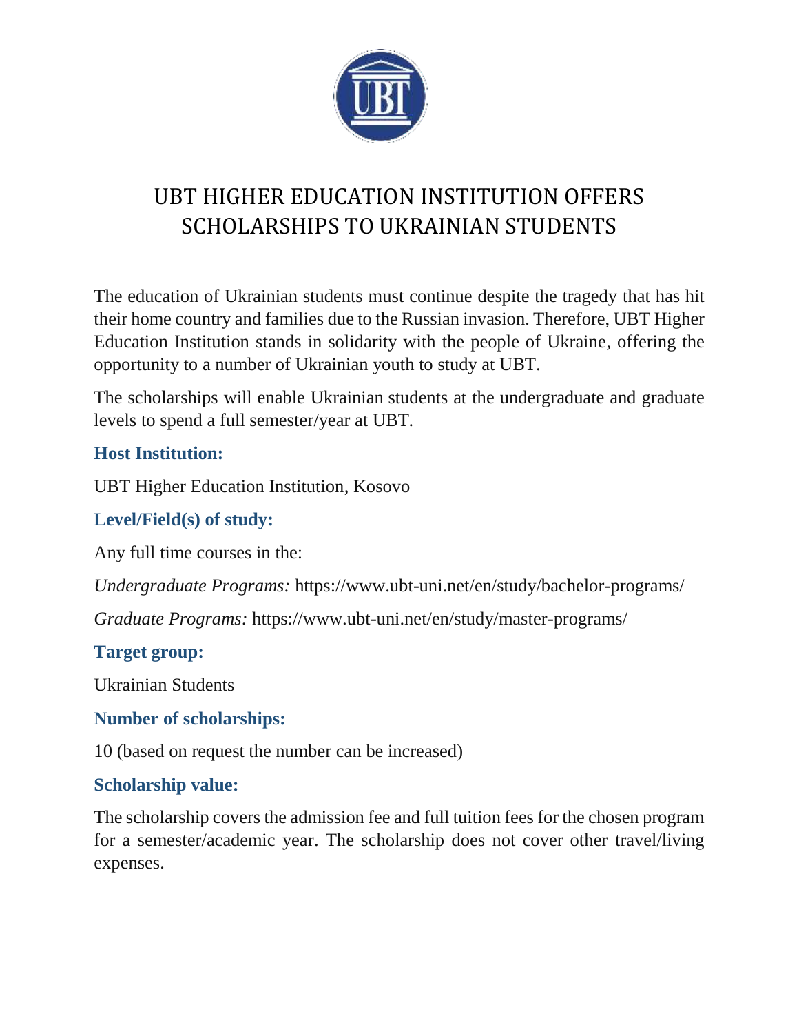# UBT HIGHER EDUCATION INSTITUTION OFFERS SCHOLARSHIPS TO UKRAINIAN STUDENTS

The education of Ukrainian students must continue despite the tragedy that has hit their home country and families due to the Russian invasion. Therefore, UBT Higher Education Institution stands in solidarity with the people of Ukraine, offering the opportunity to a number of Ukrainian youth to study at UBT.

The scholarships will enable Ukrainian students at the undergraduate and graduate levels to spend a full semester/year at UBT.

### Host Institution:

UBT Higher Education Institution, Kosovo

### Level/Field(s) of study:

Any full time courses in the:

*Undergraduate Programs:* https://www.ubt-uni.net/en/study/bachelor-programs/

*Graduate Programs:* https://www.ubt-uni.net/en/study/master-programs/

### Target group:

Ukrainian Students

### Number of scholarships:

10 (based on request the number can be increased)

### Scholarship value:

The scholarship covers the admission fee and full tuition fees for the chosen program for a semester/academic year. The scholarship does not cover other travel/living expenses.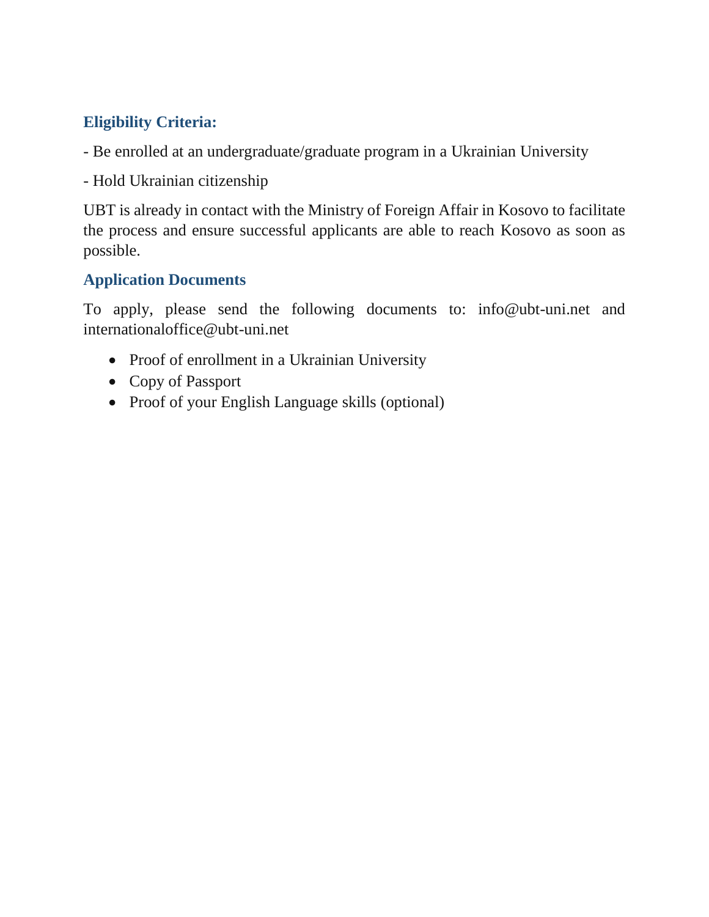## Eligibility Criteria:

- Be enrolled at an undergraduate/graduate program in a Ukrainian University

- Hold Ukrainian citizenship

UBT is already in contact with the Ministry of Foreign Affair in Kosovo to facilitate the process and ensure successful applicants are able to reach Kosovo as soon as possible.

## Application Documents

To apply, please send the following documents to: info@ubt-uni.net and internationaloffice@ubt-uni.net

- Proof of enrollment in a Ukrainian University
- Copy of Passport
- Proof of your English Language skills (optional)